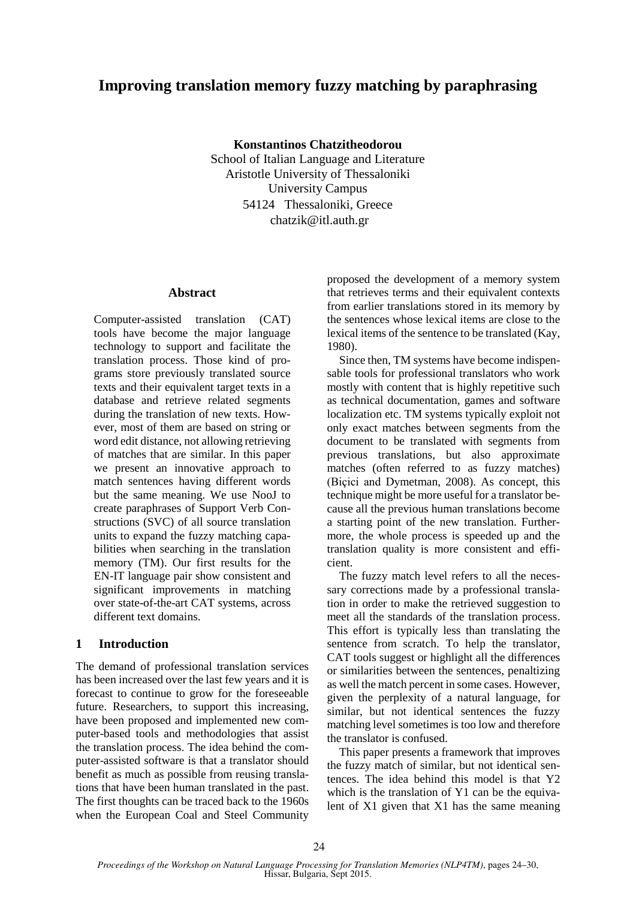# Improving translation memory fuzzy matching by paraphrasing

**Konstantinos Chatzitheodorou**
School of Italian Language and Literature
Aristotle University of Thessaloniki
University Campus
54124 Thessaloniki, Greece
chatzik@itl.auth.gr

## Abstract

Computer-assisted translation (CAT) tools have become the major language technology to support and facilitate the translation process. Those kind of programs store previously translated source texts and their equivalent target texts in a database and retrieve related segments during the translation of new texts. However, most of them are based on string or word edit distance, not allowing retrieving of matches that are similar. In this paper we present an innovative approach to match sentences having different words but the same meaning. We use NooJ to create paraphrases of Support Verb Constructions (SVC) of all source translation units to expand the fuzzy matching capabilities when searching in the translation memory (TM). Our first results for the EN-IT language pair show consistent and significant improvements in matching over state-of-the-art CAT systems, across different text domains.

## 1 Introduction

The demand of professional translation services has been increased over the last few years and it is forecast to continue to grow for the foreseeable future. Researchers, to support this increasing, have been proposed and implemented new computer-based tools and methodologies that assist the translation process. The idea behind the computer-assisted software is that a translator should benefit as much as possible from reusing translations that have been human translated in the past. The first thoughts can be traced back to the 1960s when the European Coal and Steel Community proposed the development of a memory system that retrieves terms and their equivalent contexts from earlier translations stored in its memory by the sentences whose lexical items are close to the lexical items of the sentence to be translated (Kay, 1980).

Since then, TM systems have become indispensable tools for professional translators who work mostly with content that is highly repetitive such as technical documentation, games and software localization etc. TM systems typically exploit not only exact matches between segments from the document to be translated with segments from previous translations, but also approximate matches (often referred to as fuzzy matches) (Biçici and Dymetman, 2008). As concept, this technique might be more useful for a translator because all the previous human translations become a starting point of the new translation. Furthermore, the whole process is speeded up and the translation quality is more consistent and efficient.

The fuzzy match level refers to all the necessary corrections made by a professional translation in order to make the retrieved suggestion to meet all the standards of the translation process. This effort is typically less than translating the sentence from scratch. To help the translator, CAT tools suggest or highlight all the differences or similarities between the sentences, penaltizing as well the match percent in some cases. However, given the perplexity of a natural language, for similar, but not identical sentences the fuzzy matching level sometimes is too low and therefore the translator is confused.

This paper presents a framework that improves the fuzzy match of similar, but not identical sentences. The idea behind this model is that Y2 which is the translation of Y1 can be the equivalent of X1 given that X1 has the same meaning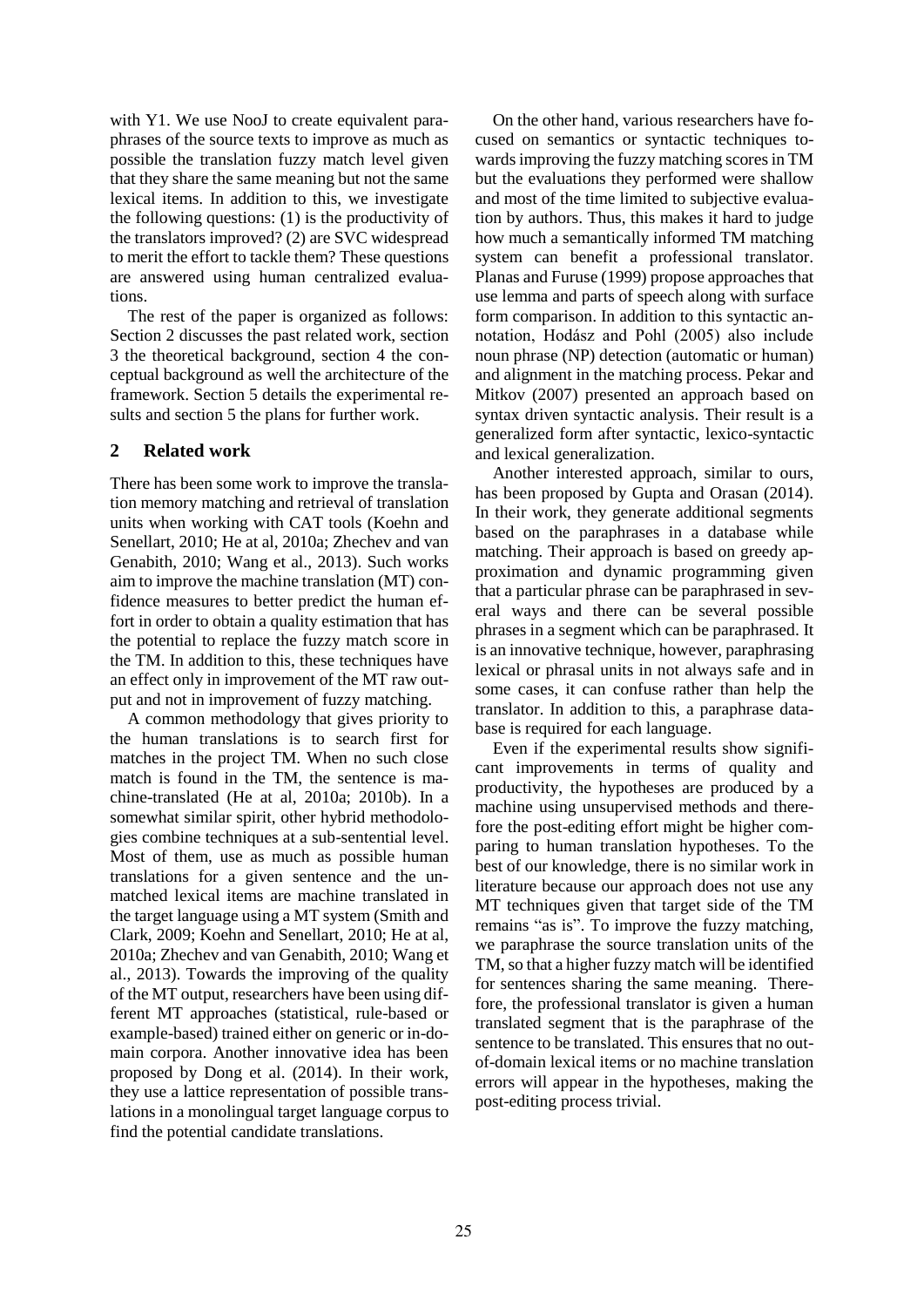with Y1. We use NooJ to create equivalent paraphrases of the source texts to improve as much as possible the translation fuzzy match level given that they share the same meaning but not the same lexical items. In addition to this, we investigate the following questions: (1) is the productivity of the translators improved? (2) are SVC widespread to merit the effort to tackle them? These questions are answered using human centralized evaluations.

The rest of the paper is organized as follows: Section 2 discusses the past related work, section 3 the theoretical background, section 4 the conceptual background as well the architecture of the framework. Section 5 details the experimental results and section 5 the plans for further work.

## 2 Related work

There has been some work to improve the translation memory matching and retrieval of translation units when working with CAT tools (Koehn and Senellart, 2010; He at al, 2010a; Zhechev and van Genabith, 2010; Wang et al., 2013). Such works aim to improve the machine translation (MT) confidence measures to better predict the human effort in order to obtain a quality estimation that has the potential to replace the fuzzy match score in the TM. In addition to this, these techniques have an effect only in improvement of the MT raw output and not in improvement of fuzzy matching.

A common methodology that gives priority to the human translations is to search first for matches in the project TM. When no such close match is found in the TM, the sentence is machine-translated (He at al, 2010a; 2010b). In a somewhat similar spirit, other hybrid methodologies combine techniques at a sub-sentential level. Most of them, use as much as possible human translations for a given sentence and the unmatched lexical items are machine translated in the target language using a MT system (Smith and Clark, 2009; Koehn and Senellart, 2010; He at al, 2010a; Zhechev and van Genabith, 2010; Wang et al., 2013). Towards the improving of the quality of the MT output, researchers have been using different MT approaches (statistical, rule-based or example-based) trained either on generic or in-domain corpora. Another innovative idea has been proposed by Dong et al. (2014). In their work, they use a lattice representation of possible translations in a monolingual target language corpus to find the potential candidate translations.

On the other hand, various researchers have focused on semantics or syntactic techniques towards improving the fuzzy matching scores in TM but the evaluations they performed were shallow and most of the time limited to subjective evaluation by authors. Thus, this makes it hard to judge how much a semantically informed TM matching system can benefit a professional translator. Planas and Furuse (1999) propose approaches that use lemma and parts of speech along with surface form comparison. In addition to this syntactic annotation, Hodász and Pohl (2005) also include noun phrase (NP) detection (automatic or human) and alignment in the matching process. Pekar and Mitkov (2007) presented an approach based on syntax driven syntactic analysis. Their result is a generalized form after syntactic, lexico-syntactic and lexical generalization.

Another interested approach, similar to ours, has been proposed by Gupta and Orasan (2014). In their work, they generate additional segments based on the paraphrases in a database while matching. Their approach is based on greedy approximation and dynamic programming given that a particular phrase can be paraphrased in several ways and there can be several possible phrases in a segment which can be paraphrased. It is an innovative technique, however, paraphrasing lexical or phrasal units in not always safe and in some cases, it can confuse rather than help the translator. In addition to this, a paraphrase database is required for each language.

Even if the experimental results show significant improvements in terms of quality and productivity, the hypotheses are produced by a machine using unsupervised methods and therefore the post-editing effort might be higher comparing to human translation hypotheses. To the best of our knowledge, there is no similar work in literature because our approach does not use any MT techniques given that target side of the TM remains "as is". To improve the fuzzy matching, we paraphrase the source translation units of the TM, so that a higher fuzzy match will be identified for sentences sharing the same meaning. Therefore, the professional translator is given a human translated segment that is the paraphrase of the sentence to be translated. This ensures that no out-of-domain lexical items or no machine translation errors will appear in the hypotheses, making the post-editing process trivial.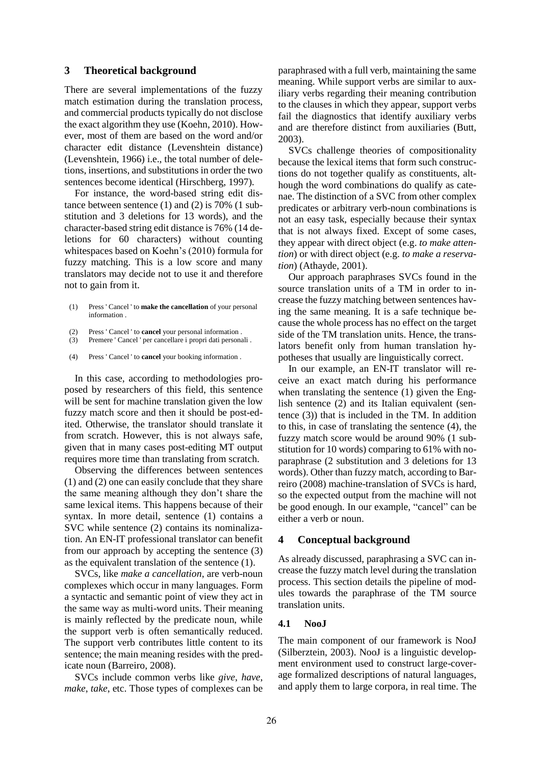## 3 Theoretical background

There are several implementations of the fuzzy match estimation during the translation process, and commercial products typically do not disclose the exact algorithm they use (Koehn, 2010). However, most of them are based on the word and/or character edit distance (Levenshtein distance) (Levenshtein, 1966) i.e., the total number of deletions, insertions, and substitutions in order the two sentences become identical (Hirschberg, 1997).

For instance, the word-based string edit distance between sentence (1) and (2) is 70% (1 substitution and 3 deletions for 13 words), and the character-based string edit distance is 76% (14 deletions for 60 characters) without counting whitespaces based on Koehn's (2010) formula for fuzzy matching. This is a low score and many translators may decide not to use it and therefore not to gain from it.

(1) Press ' Cancel ' to **make the cancellation** of your personal information .

(2) Press ' Cancel ' to **cancel** your personal information .
(3) Premere ' Cancel ' per cancellare i propri dati personali .

(4) Press ' Cancel ' to **cancel** your booking information .

In this case, according to methodologies proposed by researchers of this field, this sentence will be sent for machine translation given the low fuzzy match score and then it should be post-edited. Otherwise, the translator should translate it from scratch. However, this is not always safe, given that in many cases post-editing MT output requires more time than translating from scratch.

Observing the differences between sentences (1) and (2) one can easily conclude that they share the same meaning although they don't share the same lexical items. This happens because of their syntax. In more detail, sentence (1) contains a SVC while sentence (2) contains its nominalization. An EN-IT professional translator can benefit from our approach by accepting the sentence (3) as the equivalent translation of the sentence (1).

SVCs, like *make a cancellation*, are verb-noun complexes which occur in many languages. Form a syntactic and semantic point of view they act in the same way as multi-word units. Their meaning is mainly reflected by the predicate noun, while the support verb is often semantically reduced. The support verb contributes little content to its sentence; the main meaning resides with the predicate noun (Barreiro, 2008).

SVCs include common verbs like *give*, *have*, *make*, *take*, etc. Those types of complexes can be paraphrased with a full verb, maintaining the same meaning. While support verbs are similar to auxiliary verbs regarding their meaning contribution to the clauses in which they appear, support verbs fail the diagnostics that identify auxiliary verbs and are therefore distinct from auxiliaries (Butt, 2003).

SVCs challenge theories of compositionality because the lexical items that form such constructions do not together qualify as constituents, although the word combinations do qualify as catenae. The distinction of a SVC from other complex predicates or arbitrary verb-noun combinations is not an easy task, especially because their syntax that is not always fixed. Except of some cases, they appear with direct object (e.g. *to make attention*) or with direct object (e.g. *to make a reservation*) (Athayde, 2001).

Our approach paraphrases SVCs found in the source translation units of a TM in order to increase the fuzzy matching between sentences having the same meaning. It is a safe technique because the whole process has no effect on the target side of the TM translation units. Hence, the translators benefit only from human translation hypotheses that usually are linguistically correct.

In our example, an EN-IT translator will receive an exact match during his performance when translating the sentence (1) given the English sentence (2) and its Italian equivalent (sentence (3)) that is included in the TM. In addition to this, in case of translating the sentence (4), the fuzzy match score would be around 90% (1 substitution for 10 words) comparing to 61% with no-paraphrase (2 substitution and 3 deletions for 13 words). Other than fuzzy match, according to Barreiro (2008) machine-translation of SVCs is hard, so the expected output from the machine will not be good enough. In our example, "cancel" can be either a verb or noun.

## 4 Conceptual background

As already discussed, paraphrasing a SVC can increase the fuzzy match level during the translation process. This section details the pipeline of modules towards the paraphrase of the TM source translation units.

### 4.1 NooJ

The main component of our framework is NooJ (Silberztein, 2003). NooJ is a linguistic development environment used to construct large-coverage formalized descriptions of natural languages, and apply them to large corpora, in real time. The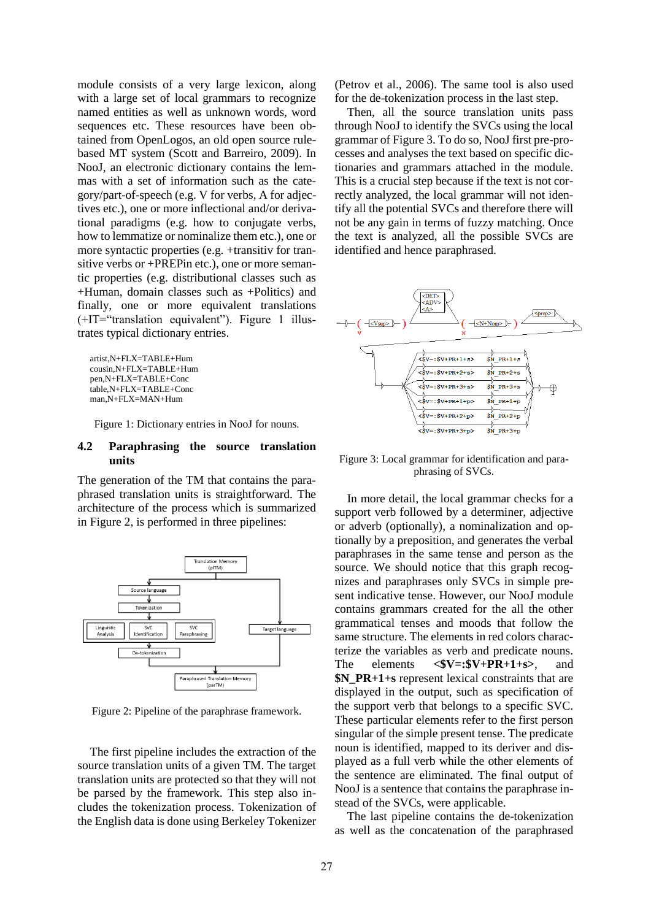module consists of a very large lexicon, along with a large set of local grammars to recognize named entities as well as unknown words, word sequences etc. These resources have been obtained from OpenLogos, an old open source rule-based MT system (Scott and Barreiro, 2009). In NooJ, an electronic dictionary contains the lemmas with a set of information such as the category/part-of-speech (e.g. V for verbs, A for adjectives etc.), one or more inflectional and/or derivational paradigms (e.g. how to conjugate verbs, how to lemmatize or nominalize them etc.), one or more syntactic properties (e.g. +transitiv for transitive verbs or +PREPin etc.), one or more semantic properties (e.g. distributional classes such as +Human, domain classes such as +Politics) and finally, one or more equivalent translations (+IT="translation equivalent"). Figure 1 illustrates typical dictionary entries.

```
artist,N+FLX=TABLE+Hum
cousin,N+FLX=TABLE+Hum
pen,N+FLX=TABLE+Conc
table,N+FLX=TABLE+Conc
man,N+FLX=MAN+Hum
```

Figure 1: Dictionary entries in NooJ for nouns.

### 4.2 Paraphrasing the source translation units

The generation of the TM that contains the paraphrased translation units is straightforward. The architecture of the process which is summarized in Figure 2, is performed in three pipelines:

Figure 2: Pipeline of the paraphrase framework.

The first pipeline includes the extraction of the source translation units of a given TM. The target translation units are protected so that they will not be parsed by the framework. This step also includes the tokenization process. Tokenization of the English data is done using Berkeley Tokenizer (Petrov et al., 2006). The same tool is also used for the de-tokenization process in the last step.

Then, all the source translation units pass through NooJ to identify the SVCs using the local grammar of Figure 3. To do so, NooJ first pre-processes and analyses the text based on specific dictionaries and grammars attached in the module. This is a crucial step because if the text is not correctly analyzed, the local grammar will not identify all the potential SVCs and therefore there will not be any gain in terms of fuzzy matching. Once the text is analyzed, all the possible SVCs are identified and hence paraphrased.

Figure 3: Local grammar for identification and paraphrasing of SVCs.

In more detail, the local grammar checks for a support verb followed by a determiner, adjective or adverb (optionally), a nominalization and optionally by a preposition, and generates the verbal paraphrases in the same tense and person as the source. We should notice that this graph recognizes and paraphrases only SVCs in simple present indicative tense. However, our NooJ module contains grammars created for the all the other grammatical tenses and moods that follow the same structure. The elements in red colors characterize the variables as verb and predicate nouns. The elements **<$V=:$V+PR+1+s>**, and **$N_PR+1+s** represent lexical constraints that are displayed in the output, such as specification of the support verb that belongs to a specific SVC. These particular elements refer to the first person singular of the simple present tense. The predicate noun is identified, mapped to its deriver and displayed as a full verb while the other elements of the sentence are eliminated. The final output of NooJ is a sentence that contains the paraphrase instead of the SVCs, were applicable.

The last pipeline contains the de-tokenization as well as the concatenation of the paraphrased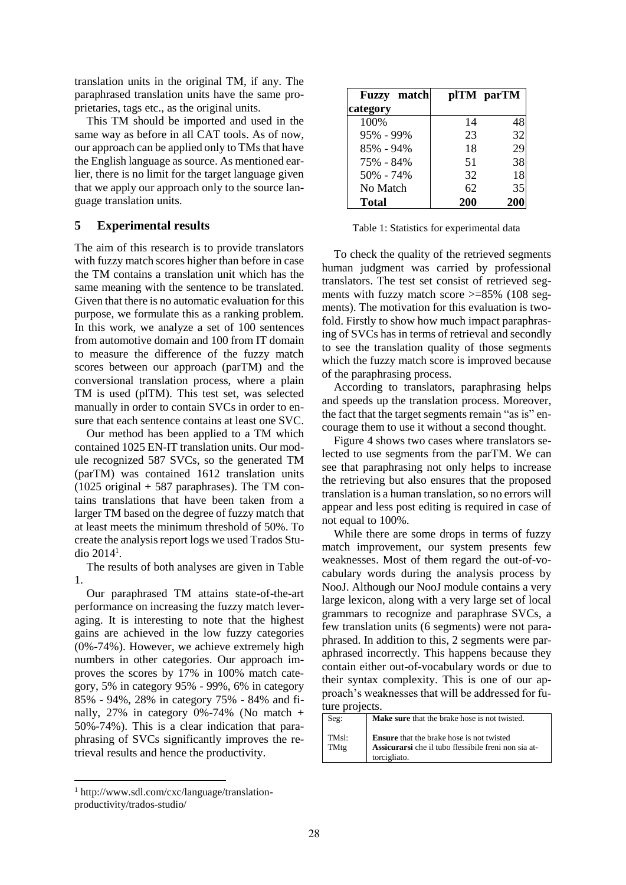translation units in the original TM, if any. The paraphrased translation units have the same proprietaries, tags etc., as the original units.

This TM should be imported and used in the same way as before in all CAT tools. As of now, our approach can be applied only to TMs that have the English language as source. As mentioned earlier, there is no limit for the target language given that we apply our approach only to the source language translation units.

## 5 Experimental results

The aim of this research is to provide translators with fuzzy match scores higher than before in case the TM contains a translation unit which has the same meaning with the sentence to be translated. Given that there is no automatic evaluation for this purpose, we formulate this as a ranking problem. In this work, we analyze a set of 100 sentences from automotive domain and 100 from IT domain to measure the difference of the fuzzy match scores between our approach (parTM) and the conversional translation process, where a plain TM is used (plTM). This test set, was selected manually in order to contain SVCs in order to ensure that each sentence contains at least one SVC.

Our method has been applied to a TM which contained 1025 EN-IT translation units. Our module recognized 587 SVCs, so the generated TM (parTM) was contained 1612 translation units (1025 original + 587 paraphrases). The TM contains translations that have been taken from a larger TM based on the degree of fuzzy match that at least meets the minimum threshold of 50%. To create the analysis report logs we used Trados Studio 2014[1].

The results of both analyses are given in Table 1.

Our paraphrased TM attains state-of-the-art performance on increasing the fuzzy match leveraging. It is interesting to note that the highest gains are achieved in the low fuzzy categories (0%-74%). However, we achieve extremely high numbers in other categories. Our approach improves the scores by 17% in 100% match category, 5% in category 95% - 99%, 6% in category 85% - 94%, 28% in category 75% - 84% and finally, 27% in category 0%-74% (No match + 50%-74%). This is a clear indication that paraphrasing of SVCs significantly improves the retrieval results and hence the productivity.

| Fuzzy match category | plTM | parTM |
|---|---|---|
| 100% | 14 | 48 |
| 95% - 99% | 23 | 32 |
| 85% - 94% | 18 | 29 |
| 75% - 84% | 51 | 38 |
| 50% - 74% | 32 | 18 |
| No Match | 62 | 35 |
| **Total** | **200** | **200** |

Table 1: Statistics for experimental data

To check the quality of the retrieved segments human judgment was carried by professional translators. The test set consist of retrieved segments with fuzzy match score >=85% (108 segments). The motivation for this evaluation is twofold. Firstly to show how much impact paraphrasing of SVCs has in terms of retrieval and secondly to see the translation quality of those segments which the fuzzy match score is improved because of the paraphrasing process.

According to translators, paraphrasing helps and speeds up the translation process. Moreover, the fact that the target segments remain "as is" encourage them to use it without a second thought.

Figure 4 shows two cases where translators selected to use segments from the parTM. We can see that paraphrasing not only helps to increase the retrieving but also ensures that the proposed translation is a human translation, so no errors will appear and less post editing is required in case of not equal to 100%.

While there are some drops in terms of fuzzy match improvement, our system presents few weaknesses. Most of them regard the out-of-vocabulary words during the analysis process by NooJ. Although our NooJ module contains a very large lexicon, along with a very large set of local grammars to recognize and paraphrase SVCs, a few translation units (6 segments) were not paraphrased. In addition to this, 2 segments were paraphrased incorrectly. This happens because they contain either out-of-vocabulary words or due to their syntax complexity. This is one of our approach's weaknesses that will be addressed for future projects.

| Seg: | **Make sure** that the brake hose is not twisted. |
|---|---|
| TMsl:<br>TMtg | **Ensure** that the brake hose is not twisted<br>**Assicurarsi** che il tubo flessibile freni non sia attorcigliato. |

[1] http://www.sdl.com/cxc/language/translation-productivity/trados-studio/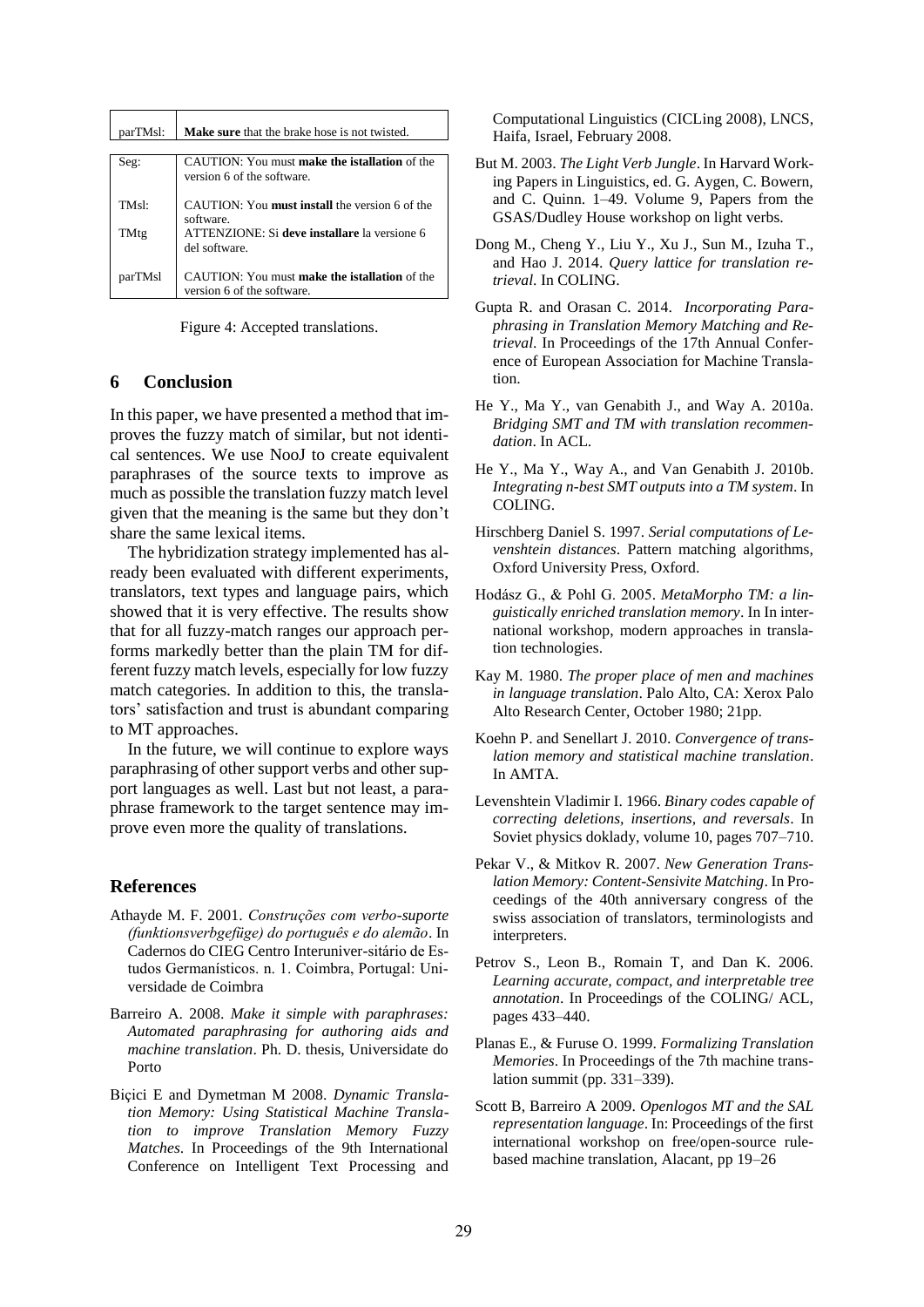| parTMsl: | **Make sure** that the brake hose is not twisted. |
|---|---|

| Seg: | CAUTION: You must **make the istallation** of the version 6 of the software. |
|---|---|
| TMsl: | CAUTION: You **must install** the version 6 of the software. |
| TMtg | ATTENZIONE: Si **deve installare** la versione 6 del software. |
| parTMsl | CAUTION: You must **make the istallation** of the version 6 of the software. |

Figure 4: Accepted translations.

## 6 Conclusion

In this paper, we have presented a method that improves the fuzzy match of similar, but not identical sentences. We use NooJ to create equivalent paraphrases of the source texts to improve as much as possible the translation fuzzy match level given that the meaning is the same but they don't share the same lexical items.

The hybridization strategy implemented has already been evaluated with different experiments, translators, text types and language pairs, which showed that it is very effective. The results show that for all fuzzy-match ranges our approach performs markedly better than the plain TM for different fuzzy match levels, especially for low fuzzy match categories. In addition to this, the translators' satisfaction and trust is abundant comparing to MT approaches.

In the future, we will continue to explore ways paraphrasing of other support verbs and other support languages as well. Last but not least, a paraphrase framework to the target sentence may improve even more the quality of translations.

## References

Athayde M. F. 2001. *Construções com verbo-suporte (funktionsverbgefüge) do português e do alemão*. In Cadernos do CIEG Centro Interuniver-sitário de Estudos Germanísticos. n. 1. Coimbra, Portugal: Universidade de Coimbra

Barreiro A. 2008. *Make it simple with paraphrases: Automated paraphrasing for authoring aids and machine translation*. Ph. D. thesis, Universidade do Porto

Biçici E and Dymetman M 2008. *Dynamic Translation Memory: Using Statistical Machine Translation to improve Translation Memory Fuzzy Matches*. In Proceedings of the 9th International Conference on Intelligent Text Processing and Computational Linguistics (CICLing 2008), LNCS, Haifa, Israel, February 2008.

But M. 2003. *The Light Verb Jungle*. In Harvard Working Papers in Linguistics, ed. G. Aygen, C. Bowern, and C. Quinn. 1–49. Volume 9, Papers from the GSAS/Dudley House workshop on light verbs.

Dong M., Cheng Y., Liu Y., Xu J., Sun M., Izuha T., and Hao J. 2014. *Query lattice for translation retrieval*. In COLING.

Gupta R. and Orasan C. 2014. *Incorporating Paraphrasing in Translation Memory Matching and Retrieval*. In Proceedings of the 17th Annual Conference of European Association for Machine Translation.

He Y., Ma Y., van Genabith J., and Way A. 2010a. *Bridging SMT and TM with translation recommendation*. In ACL.

He Y., Ma Y., Way A., and Van Genabith J. 2010b. *Integrating n-best SMT outputs into a TM system*. In COLING.

Hirschberg Daniel S. 1997. *Serial computations of Levenshtein distances*. Pattern matching algorithms, Oxford University Press, Oxford.

Hodász G., & Pohl G. 2005. *MetaMorpho TM: a linguistically enriched translation memory*. In In international workshop, modern approaches in translation technologies.

Kay M. 1980. *The proper place of men and machines in language translation*. Palo Alto, CA: Xerox Palo Alto Research Center, October 1980; 21pp.

Koehn P. and Senellart J. 2010. *Convergence of translation memory and statistical machine translation*. In AMTA.

Levenshtein Vladimir I. 1966. *Binary codes capable of correcting deletions, insertions, and reversals*. In Soviet physics doklady, volume 10, pages 707–710.

Pekar V., & Mitkov R. 2007. *New Generation Translation Memory: Content-Sensivite Matching*. In Proceedings of the 40th anniversary congress of the swiss association of translators, terminologists and interpreters.

Petrov S., Leon B., Romain T, and Dan K. 2006. *Learning accurate, compact, and interpretable tree annotation*. In Proceedings of the COLING/ ACL, pages 433–440.

Planas E., & Furuse O. 1999. *Formalizing Translation Memories*. In Proceedings of the 7th machine translation summit (pp. 331–339).

Scott B, Barreiro A 2009. *Openlogos MT and the SAL representation language*. In: Proceedings of the first international workshop on free/open-source rule-based machine translation, Alacant, pp 19–26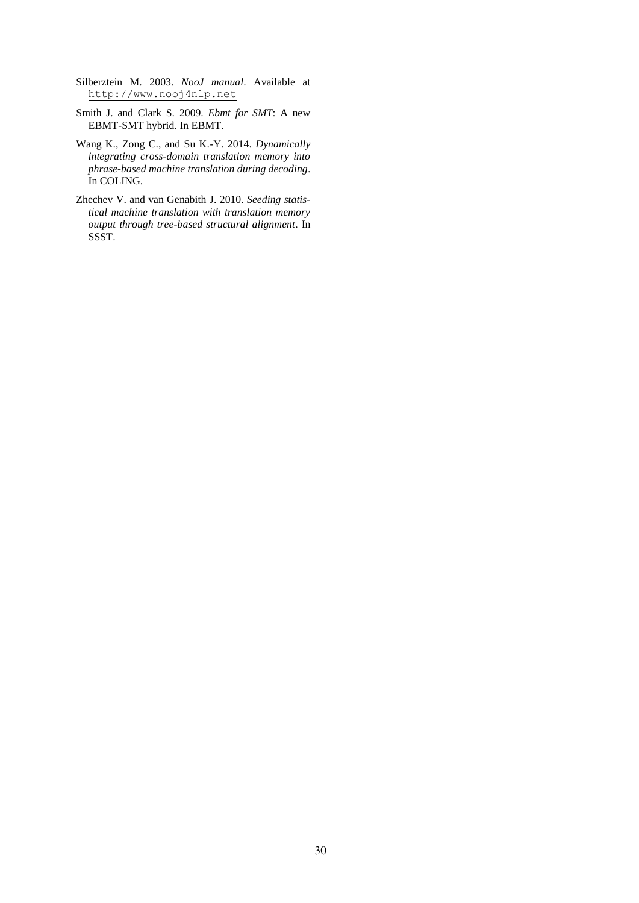Silberztein M. 2003. *NooJ manual*. Available at http://www.nooj4nlp.net

Smith J. and Clark S. 2009. *Ebmt for SMT*: A new EBMT-SMT hybrid. In EBMT.

Wang K., Zong C., and Su K.-Y. 2014. *Dynamically integrating cross-domain translation memory into phrase-based machine translation during decoding*. In COLING.

Zhechev V. and van Genabith J. 2010. *Seeding statistical machine translation with translation memory output through tree-based structural alignment*. In SSST.